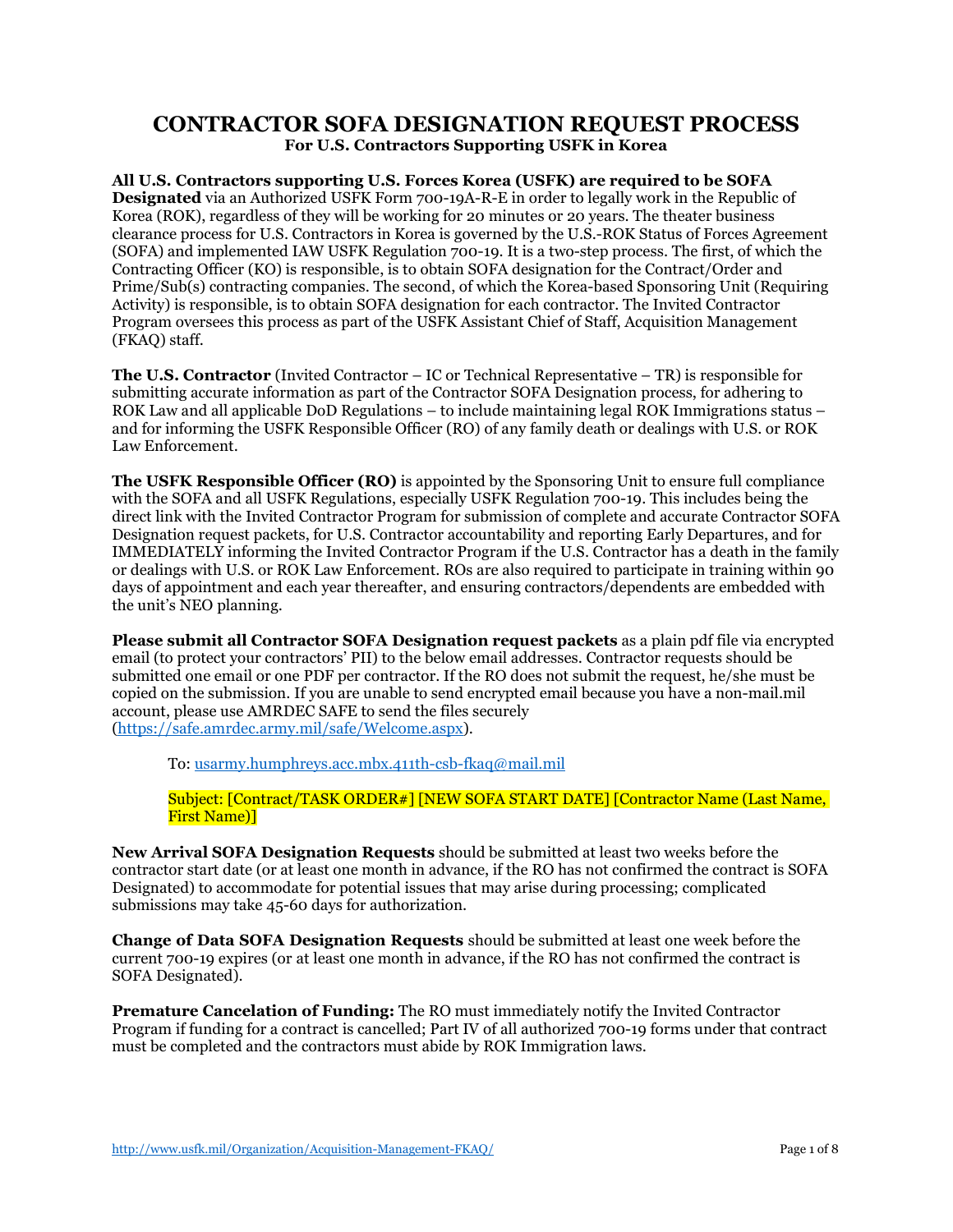# CONTRACTOR SOFA DESIGNATION REQUEST PROCESS

**For U.S. Contractors Supporting USFK in Korea**

**All U.S. Contractors supporting U.S. Forces Korea (USFK) are required to be SOFA Designated** via an Authorized USFK Form 700-19A-R-E in order to legally work in the Republic of Korea (ROK), regardless of they will be working for 20 minutes or 20 years. The theater business clearance process for U.S. Contractors in Korea is governed by the U.S.-ROK Status of Forces Agreement (SOFA) and implemented IAW USFK Regulation 700-19. It is a two-step process. The first, of which the Contracting Officer (KO) is responsible, is to obtain SOFA designation for the Contract/Order and Prime/Sub(s) contracting companies. The second, of which the Korea-based Sponsoring Unit (Requiring Activity) is responsible, is to obtain SOFA designation for each contractor. The Invited Contractor Program oversees this process as part of the USFK Assistant Chief of Staff, Acquisition Management (FKAQ) staff.

**The U.S. Contractor** (Invited Contractor – IC or Technical Representative – TR) is responsible for submitting accurate information as part of the Contractor SOFA Designation process, for adhering to ROK Law and all applicable DoD Regulations – to include maintaining legal ROK Immigrations status – and for informing the USFK Responsible Officer (RO) of any family death or dealings with U.S. or ROK Law Enforcement.

**The USFK Responsible Officer (RO)** is appointed by the Sponsoring Unit to ensure full compliance with the SOFA and all USFK Regulations, especially USFK Regulation 700-19. This includes being the direct link with the Invited Contractor Program for submission of complete and accurate Contractor SOFA Designation request packets, for U.S. Contractor accountability and reporting Early Departures, and for IMMEDIATELY informing the Invited Contractor Program if the U.S. Contractor has a death in the family or dealings with U.S. or ROK Law Enforcement. ROs are also required to participate in training within 90 days of appointment and each year thereafter, and ensuring contractors/dependents are embedded with the unit's NEO planning.

**Please submit all Contractor SOFA Designation request packets** as a plain pdf file via encrypted email (to protect your contractors' PII) to the below email addresses. Contractor requests should be submitted one email or one PDF per contractor. If the RO does not submit the request, he/she must be copied on the submission. If you are unable to send encrypted email because you have a non-mail.mil account, please use AMRDEC SAFE to send the files securely (https://safe.amrdec.army.mil/safe/Welcome.aspx).

> To: usarmy.humphreys.acc.mbx.411th-csb-fkaq@mail.mil
>
> Subject: [Contract/TASK ORDER#] [NEW SOFA START DATE] [Contractor Name (Last Name, First Name)]

**New Arrival SOFA Designation Requests** should be submitted at least two weeks before the contractor start date (or at least one month in advance, if the RO has not confirmed the contract is SOFA Designated) to accommodate for potential issues that may arise during processing; complicated submissions may take 45-60 days for authorization.

**Change of Data SOFA Designation Requests** should be submitted at least one week before the current 700-19 expires (or at least one month in advance, if the RO has not confirmed the contract is SOFA Designated).

**Premature Cancelation of Funding:** The RO must immediately notify the Invited Contractor Program if funding for a contract is cancelled; Part IV of all authorized 700-19 forms under that contract must be completed and the contractors must abide by ROK Immigration laws.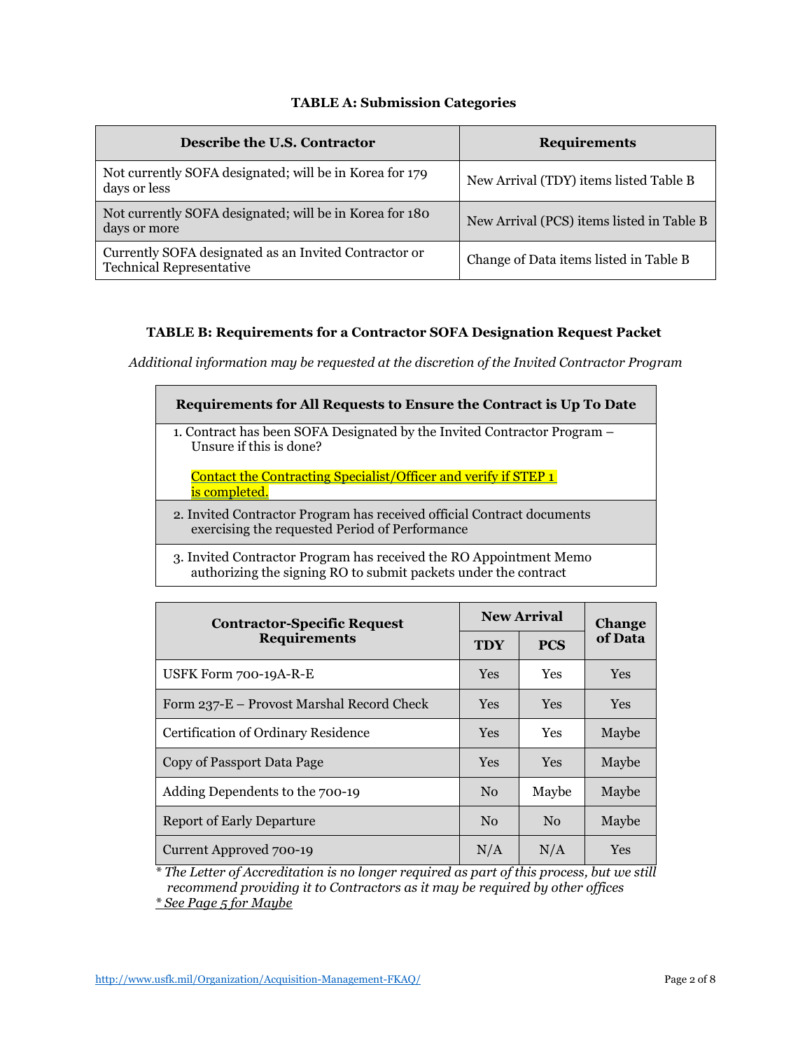### TABLE A: Submission Categories

| Describe the U.S. Contractor | Requirements |
|---|---|
| Not currently SOFA designated; will be in Korea for 179 days or less | New Arrival (TDY) items listed Table B |
| Not currently SOFA designated; will be in Korea for 180 days or more | New Arrival (PCS) items listed in Table B |
| Currently SOFA designated as an Invited Contractor or Technical Representative | Change of Data items listed in Table B |

### TABLE B: Requirements for a Contractor SOFA Designation Request Packet

*Additional information may be requested at the discretion of the Invited Contractor Program*

| Requirements for All Requests to Ensure the Contract is Up To Date |
|---|
| 1. Contract has been SOFA Designated by the Invited Contractor Program – Unsure if this is done? <br><br> Contact the Contracting Specialist/Officer and verify if STEP 1 is completed. |
| 2. Invited Contractor Program has received official Contract documents exercising the requested Period of Performance |
| 3. Invited Contractor Program has received the RO Appointment Memo authorizing the signing RO to submit packets under the contract |

| Contractor-Specific Request Requirements | New Arrival | | Change of Data |
|---|---|---|---|
| | TDY | PCS | |
| USFK Form 700-19A-R-E | Yes | Yes | Yes |
| Form 237-E – Provost Marshal Record Check | Yes | Yes | Yes |
| Certification of Ordinary Residence | Yes | Yes | Maybe |
| Copy of Passport Data Page | Yes | Yes | Maybe |
| Adding Dependents to the 700-19 | No | Maybe | Maybe |
| Report of Early Departure | No | No | Maybe |
| Current Approved 700-19 | N/A | N/A | Yes |

*\* The Letter of Accreditation is no longer required as part of this process, but we still recommend providing it to Contractors as it may be required by other offices*

*\* See Page 5 for Maybe*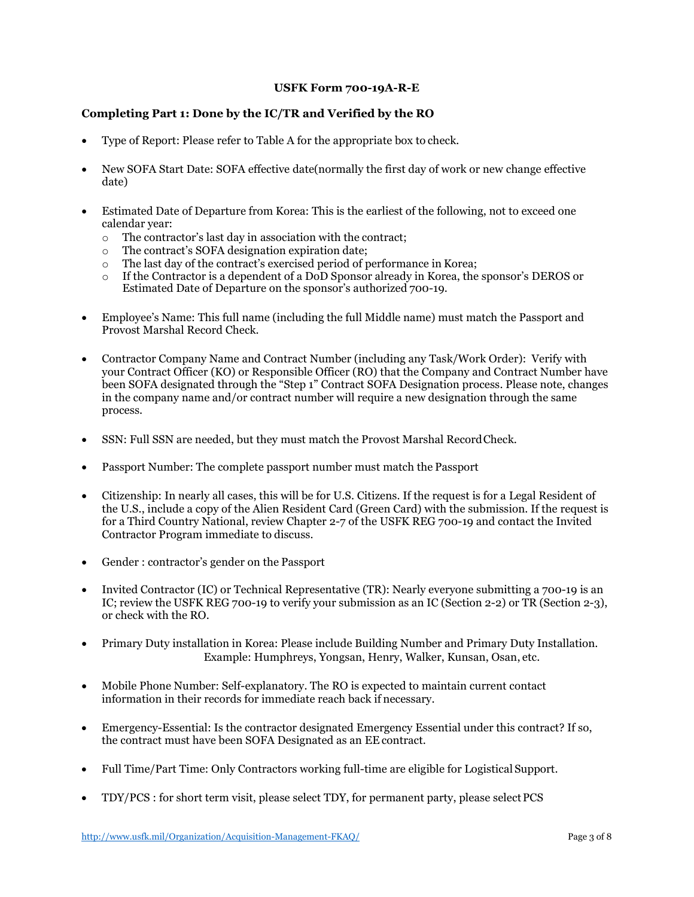**USFK Form 700-19A-R-E**

**Completing Part 1: Done by the IC/TR and Verified by the RO**

- Type of Report: Please refer to Table A for the appropriate box to check.
- New SOFA Start Date: SOFA effective date(normally the first day of work or new change effective date)
- Estimated Date of Departure from Korea: This is the earliest of the following, not to exceed one calendar year:
  - The contractor's last day in association with the contract;
  - The contract's SOFA designation expiration date;
  - The last day of the contract's exercised period of performance in Korea;
  - If the Contractor is a dependent of a DoD Sponsor already in Korea, the sponsor's DEROS or Estimated Date of Departure on the sponsor's authorized 700-19.
- Employee's Name: This full name (including the full Middle name) must match the Passport and Provost Marshal Record Check.
- Contractor Company Name and Contract Number (including any Task/Work Order): Verify with your Contract Officer (KO) or Responsible Officer (RO) that the Company and Contract Number have been SOFA designated through the "Step 1" Contract SOFA Designation process. Please note, changes in the company name and/or contract number will require a new designation through the same process.
- SSN: Full SSN are needed, but they must match the Provost Marshal Record Check.
- Passport Number: The complete passport number must match the Passport
- Citizenship: In nearly all cases, this will be for U.S. Citizens. If the request is for a Legal Resident of the U.S., include a copy of the Alien Resident Card (Green Card) with the submission. If the request is for a Third Country National, review Chapter 2-7 of the USFK REG 700-19 and contact the Invited Contractor Program immediate to discuss.
- Gender : contractor's gender on the Passport
- Invited Contractor (IC) or Technical Representative (TR): Nearly everyone submitting a 700-19 is an IC; review the USFK REG 700-19 to verify your submission as an IC (Section 2-2) or TR (Section 2-3), or check with the RO.
- Primary Duty installation in Korea: Please include Building Number and Primary Duty Installation. Example: Humphreys, Yongsan, Henry, Walker, Kunsan, Osan, etc.
- Mobile Phone Number: Self-explanatory. The RO is expected to maintain current contact information in their records for immediate reach back if necessary.
- Emergency-Essential: Is the contractor designated Emergency Essential under this contract? If so, the contract must have been SOFA Designated as an EE contract.
- Full Time/Part Time: Only Contractors working full-time are eligible for Logistical Support.
- TDY/PCS : for short term visit, please select TDY, for permanent party, please select PCS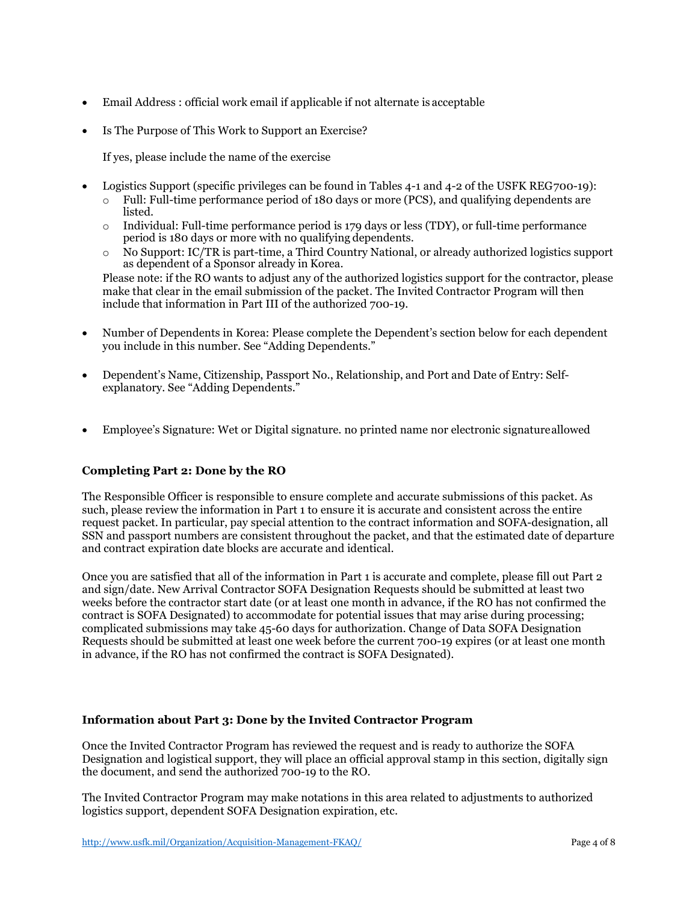- Email Address : official work email if applicable if not alternate is acceptable
- Is The Purpose of This Work to Support an Exercise?

  If yes, please include the name of the exercise

- Logistics Support (specific privileges can be found in Tables 4-1 and 4-2 of the USFK REG700-19):
  - Full: Full-time performance period of 180 days or more (PCS), and qualifying dependents are listed.
  - Individual: Full-time performance period is 179 days or less (TDY), or full-time performance period is 180 days or more with no qualifying dependents.
  - No Support: IC/TR is part-time, a Third Country National, or already authorized logistics support as dependent of a Sponsor already in Korea.

  Please note: if the RO wants to adjust any of the authorized logistics support for the contractor, please make that clear in the email submission of the packet. The Invited Contractor Program will then include that information in Part III of the authorized 700-19.

- Number of Dependents in Korea: Please complete the Dependent's section below for each dependent you include in this number. See "Adding Dependents."
- Dependent's Name, Citizenship, Passport No., Relationship, and Port and Date of Entry: Self-explanatory. See "Adding Dependents."
- Employee's Signature: Wet or Digital signature. no printed name nor electronic signature allowed

### Completing Part 2: Done by the RO

The Responsible Officer is responsible to ensure complete and accurate submissions of this packet. As such, please review the information in Part 1 to ensure it is accurate and consistent across the entire request packet. In particular, pay special attention to the contract information and SOFA-designation, all SSN and passport numbers are consistent throughout the packet, and that the estimated date of departure and contract expiration date blocks are accurate and identical.

Once you are satisfied that all of the information in Part 1 is accurate and complete, please fill out Part 2 and sign/date. New Arrival Contractor SOFA Designation Requests should be submitted at least two weeks before the contractor start date (or at least one month in advance, if the RO has not confirmed the contract is SOFA Designated) to accommodate for potential issues that may arise during processing; complicated submissions may take 45-60 days for authorization. Change of Data SOFA Designation Requests should be submitted at least one week before the current 700-19 expires (or at least one month in advance, if the RO has not confirmed the contract is SOFA Designated).

### Information about Part 3: Done by the Invited Contractor Program

Once the Invited Contractor Program has reviewed the request and is ready to authorize the SOFA Designation and logistical support, they will place an official approval stamp in this section, digitally sign the document, and send the authorized 700-19 to the RO.

The Invited Contractor Program may make notations in this area related to adjustments to authorized logistics support, dependent SOFA Designation expiration, etc.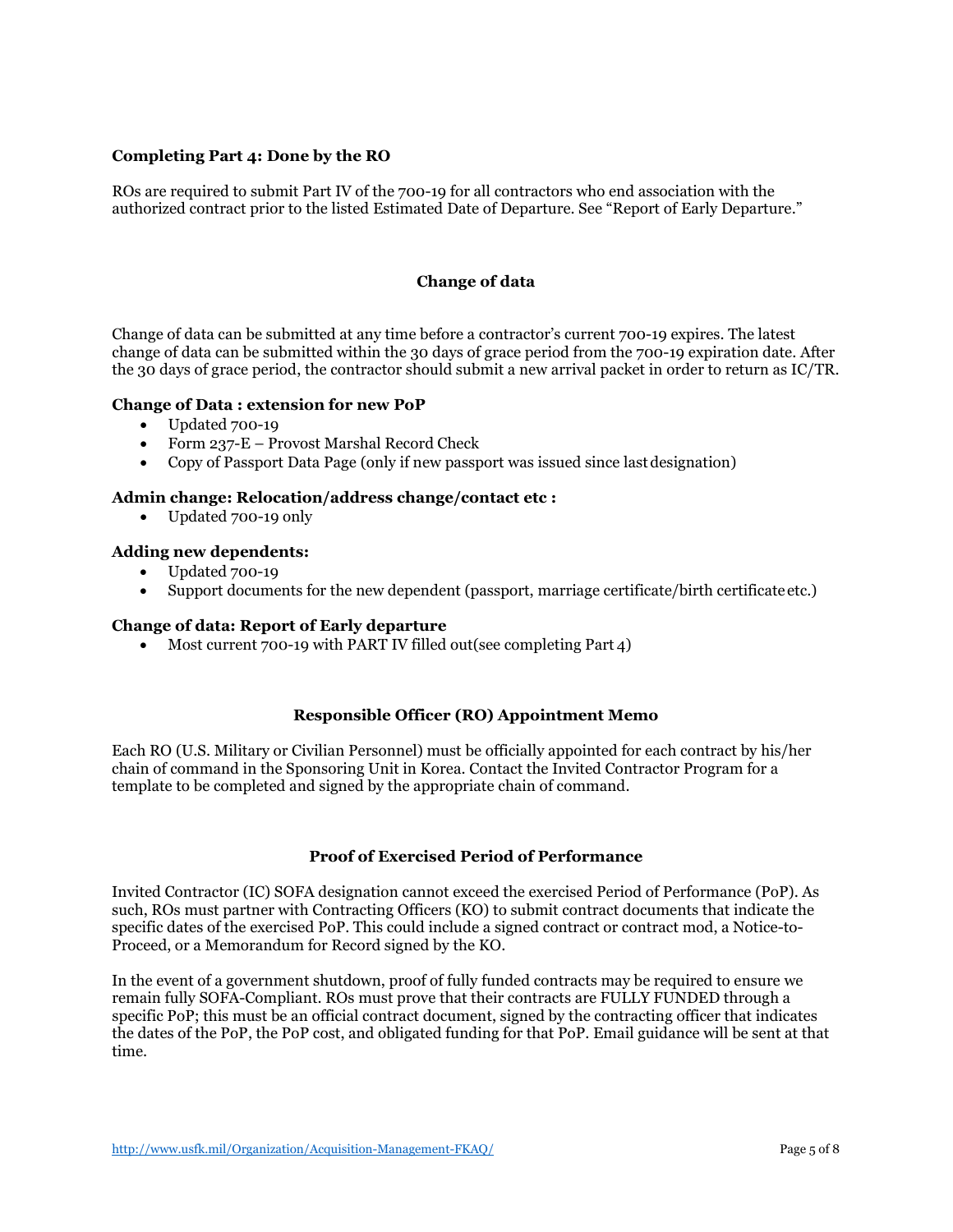**Completing Part 4: Done by the RO**

ROs are required to submit Part IV of the 700-19 for all contractors who end association with the authorized contract prior to the listed Estimated Date of Departure. See "Report of Early Departure."

## Change of data

Change of data can be submitted at any time before a contractor's current 700-19 expires. The latest change of data can be submitted within the 30 days of grace period from the 700-19 expiration date. After the 30 days of grace period, the contractor should submit a new arrival packet in order to return as IC/TR.

**Change of Data : extension for new PoP**

- Updated 700-19
- Form 237-E – Provost Marshal Record Check
- Copy of Passport Data Page (only if new passport was issued since last designation)

**Admin change: Relocation/address change/contact etc :**

- Updated 700-19 only

**Adding new dependents:**

- Updated 700-19
- Support documents for the new dependent (passport, marriage certificate/birth certificate etc.)

**Change of data: Report of Early departure**

- Most current 700-19 with PART IV filled out(see completing Part 4)

## Responsible Officer (RO) Appointment Memo

Each RO (U.S. Military or Civilian Personnel) must be officially appointed for each contract by his/her chain of command in the Sponsoring Unit in Korea. Contact the Invited Contractor Program for a template to be completed and signed by the appropriate chain of command.

## Proof of Exercised Period of Performance

Invited Contractor (IC) SOFA designation cannot exceed the exercised Period of Performance (PoP). As such, ROs must partner with Contracting Officers (KO) to submit contract documents that indicate the specific dates of the exercised PoP. This could include a signed contract or contract mod, a Notice-to-Proceed, or a Memorandum for Record signed by the KO.

In the event of a government shutdown, proof of fully funded contracts may be required to ensure we remain fully SOFA-Compliant. ROs must prove that their contracts are FULLY FUNDED through a specific PoP; this must be an official contract document, signed by the contracting officer that indicates the dates of the PoP, the PoP cost, and obligated funding for that PoP. Email guidance will be sent at that time.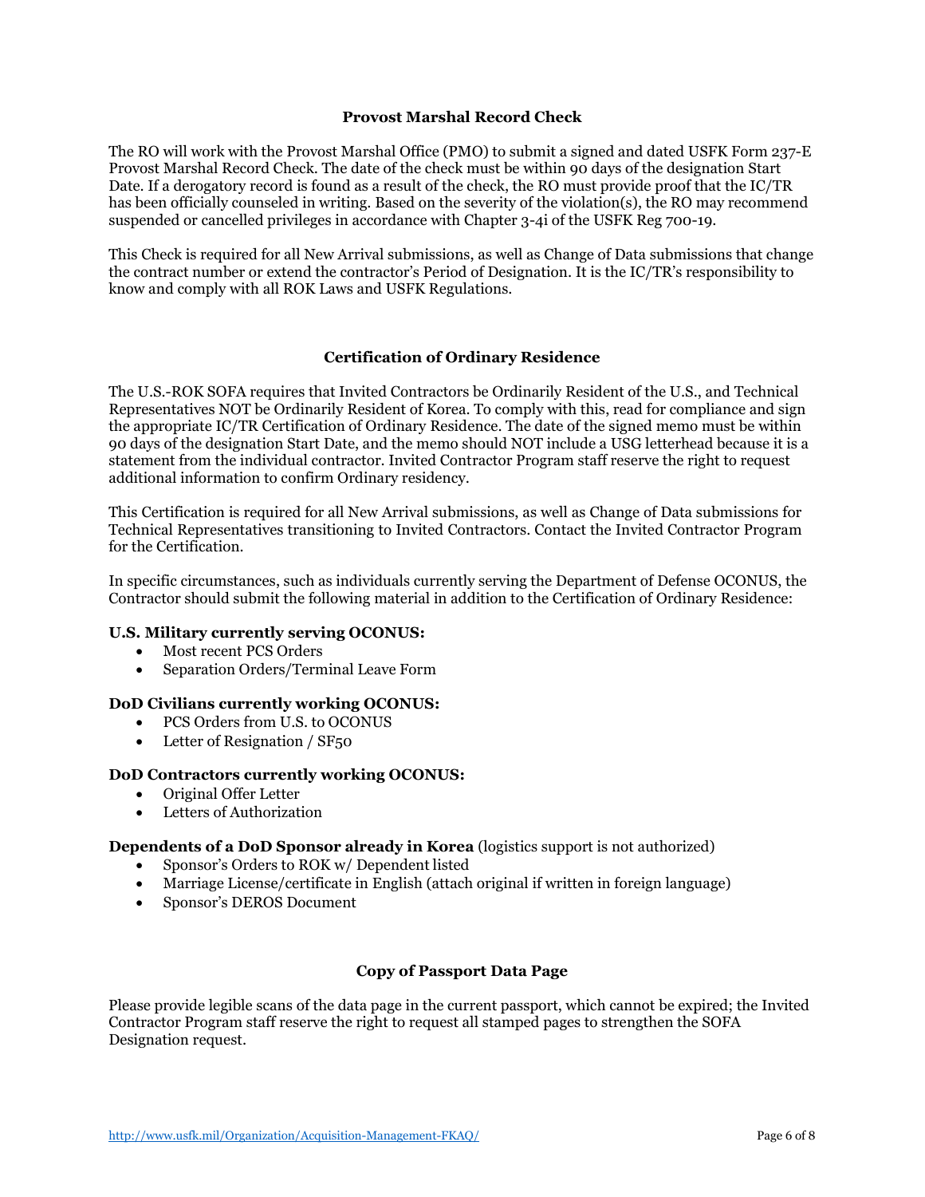## Provost Marshal Record Check

The RO will work with the Provost Marshal Office (PMO) to submit a signed and dated USFK Form 237-E Provost Marshal Record Check. The date of the check must be within 90 days of the designation Start Date. If a derogatory record is found as a result of the check, the RO must provide proof that the IC/TR has been officially counseled in writing. Based on the severity of the violation(s), the RO may recommend suspended or cancelled privileges in accordance with Chapter 3-4i of the USFK Reg 700-19.

This Check is required for all New Arrival submissions, as well as Change of Data submissions that change the contract number or extend the contractor's Period of Designation. It is the IC/TR's responsibility to know and comply with all ROK Laws and USFK Regulations.

## Certification of Ordinary Residence

The U.S.-ROK SOFA requires that Invited Contractors be Ordinarily Resident of the U.S., and Technical Representatives NOT be Ordinarily Resident of Korea. To comply with this, read for compliance and sign the appropriate IC/TR Certification of Ordinary Residence. The date of the signed memo must be within 90 days of the designation Start Date, and the memo should NOT include a USG letterhead because it is a statement from the individual contractor. Invited Contractor Program staff reserve the right to request additional information to confirm Ordinary residency.

This Certification is required for all New Arrival submissions, as well as Change of Data submissions for Technical Representatives transitioning to Invited Contractors. Contact the Invited Contractor Program for the Certification.

In specific circumstances, such as individuals currently serving the Department of Defense OCONUS, the Contractor should submit the following material in addition to the Certification of Ordinary Residence:

**U.S. Military currently serving OCONUS:**

- Most recent PCS Orders
- Separation Orders/Terminal Leave Form

**DoD Civilians currently working OCONUS:**

- PCS Orders from U.S. to OCONUS
- Letter of Resignation / SF50

**DoD Contractors currently working OCONUS:**

- Original Offer Letter
- Letters of Authorization

**Dependents of a DoD Sponsor already in Korea** (logistics support is not authorized)

- Sponsor's Orders to ROK w/ Dependent listed
- Marriage License/certificate in English (attach original if written in foreign language)
- Sponsor's DEROS Document

## Copy of Passport Data Page

Please provide legible scans of the data page in the current passport, which cannot be expired; the Invited Contractor Program staff reserve the right to request all stamped pages to strengthen the SOFA Designation request.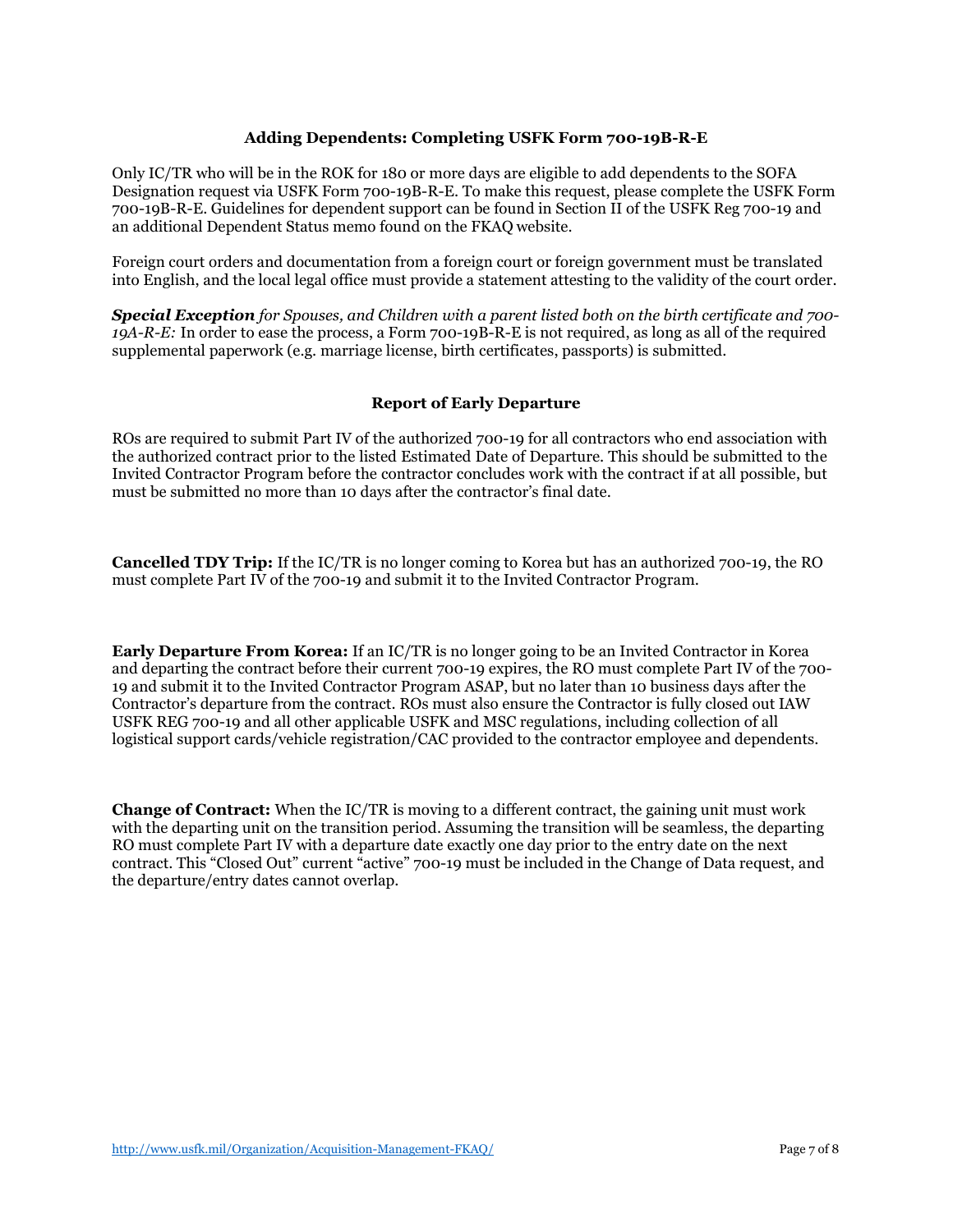## Adding Dependents: Completing USFK Form 700-19B-R-E

Only IC/TR who will be in the ROK for 180 or more days are eligible to add dependents to the SOFA Designation request via USFK Form 700-19B-R-E. To make this request, please complete the USFK Form 700-19B-R-E. Guidelines for dependent support can be found in Section II of the USFK Reg 700-19 and an additional Dependent Status memo found on the FKAQ website.

Foreign court orders and documentation from a foreign court or foreign government must be translated into English, and the local legal office must provide a statement attesting to the validity of the court order.

***Special Exception*** *for Spouses, and Children with a parent listed both on the birth certificate and 700-19A-R-E:* In order to ease the process, a Form 700-19B-R-E is not required, as long as all of the required supplemental paperwork (e.g. marriage license, birth certificates, passports) is submitted.

## Report of Early Departure

ROs are required to submit Part IV of the authorized 700-19 for all contractors who end association with the authorized contract prior to the listed Estimated Date of Departure. This should be submitted to the Invited Contractor Program before the contractor concludes work with the contract if at all possible, but must be submitted no more than 10 days after the contractor's final date.

**Cancelled TDY Trip:** If the IC/TR is no longer coming to Korea but has an authorized 700-19, the RO must complete Part IV of the 700-19 and submit it to the Invited Contractor Program.

**Early Departure From Korea:** If an IC/TR is no longer going to be an Invited Contractor in Korea and departing the contract before their current 700-19 expires, the RO must complete Part IV of the 700-19 and submit it to the Invited Contractor Program ASAP, but no later than 10 business days after the Contractor's departure from the contract. ROs must also ensure the Contractor is fully closed out IAW USFK REG 700-19 and all other applicable USFK and MSC regulations, including collection of all logistical support cards/vehicle registration/CAC provided to the contractor employee and dependents.

**Change of Contract:** When the IC/TR is moving to a different contract, the gaining unit must work with the departing unit on the transition period. Assuming the transition will be seamless, the departing RO must complete Part IV with a departure date exactly one day prior to the entry date on the next contract. This "Closed Out" current "active" 700-19 must be included in the Change of Data request, and the departure/entry dates cannot overlap.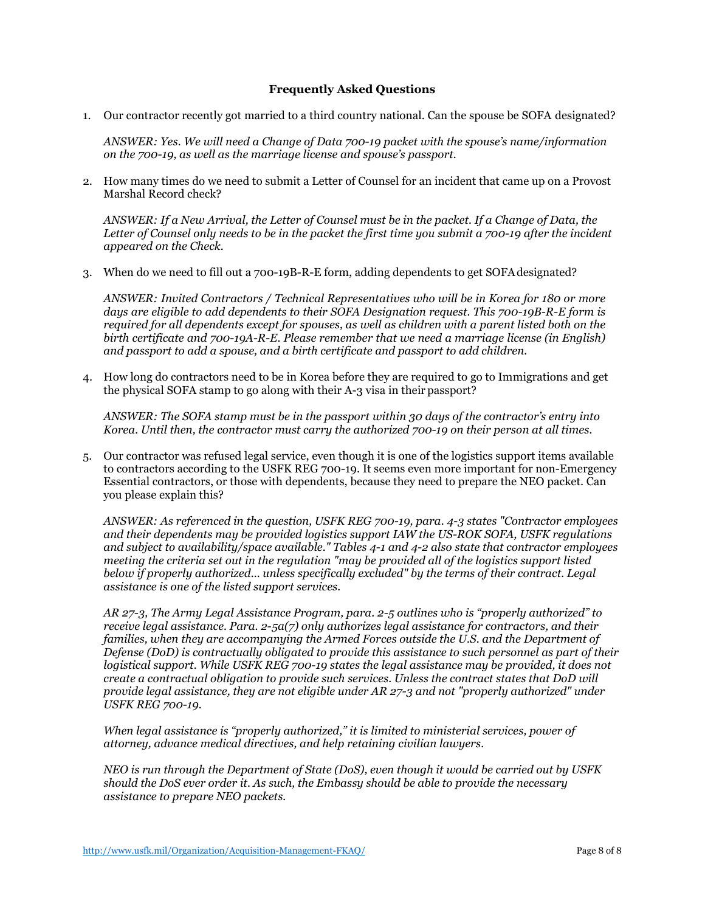**Frequently Asked Questions**

1. Our contractor recently got married to a third country national. Can the spouse be SOFA designated?

   *ANSWER: Yes. We will need a Change of Data 700-19 packet with the spouse's name/information on the 700-19, as well as the marriage license and spouse's passport.*

2. How many times do we need to submit a Letter of Counsel for an incident that came up on a Provost Marshal Record check?

   *ANSWER: If a New Arrival, the Letter of Counsel must be in the packet. If a Change of Data, the Letter of Counsel only needs to be in the packet the first time you submit a 700-19 after the incident appeared on the Check.*

3. When do we need to fill out a 700-19B-R-E form, adding dependents to get SOFA designated?

   *ANSWER: Invited Contractors / Technical Representatives who will be in Korea for 180 or more days are eligible to add dependents to their SOFA Designation request. This 700-19B-R-E form is required for all dependents except for spouses, as well as children with a parent listed both on the birth certificate and 700-19A-R-E. Please remember that we need a marriage license (in English) and passport to add a spouse, and a birth certificate and passport to add children.*

4. How long do contractors need to be in Korea before they are required to go to Immigrations and get the physical SOFA stamp to go along with their A-3 visa in their passport?

   *ANSWER: The SOFA stamp must be in the passport within 30 days of the contractor's entry into Korea. Until then, the contractor must carry the authorized 700-19 on their person at all times.*

5. Our contractor was refused legal service, even though it is one of the logistics support items available to contractors according to the USFK REG 700-19. It seems even more important for non-Emergency Essential contractors, or those with dependents, because they need to prepare the NEO packet. Can you please explain this?

   *ANSWER: As referenced in the question, USFK REG 700-19, para. 4-3 states "Contractor employees and their dependents may be provided logistics support IAW the US-ROK SOFA, USFK regulations and subject to availability/space available." Tables 4-1 and 4-2 also state that contractor employees meeting the criteria set out in the regulation "may be provided all of the logistics support listed below if properly authorized... unless specifically excluded" by the terms of their contract. Legal assistance is one of the listed support services.*

   *AR 27-3, The Army Legal Assistance Program, para. 2-5 outlines who is "properly authorized" to receive legal assistance. Para. 2-5a(7) only authorizes legal assistance for contractors, and their families, when they are accompanying the Armed Forces outside the U.S. and the Department of Defense (DoD) is contractually obligated to provide this assistance to such personnel as part of their logistical support. While USFK REG 700-19 states the legal assistance may be provided, it does not create a contractual obligation to provide such services. Unless the contract states that DoD will provide legal assistance, they are not eligible under AR 27-3 and not "properly authorized" under USFK REG 700-19.*

   *When legal assistance is "properly authorized," it is limited to ministerial services, power of attorney, advance medical directives, and help retaining civilian lawyers.*

   *NEO is run through the Department of State (DoS), even though it would be carried out by USFK should the DoS ever order it. As such, the Embassy should be able to provide the necessary assistance to prepare NEO packets.*

http://www.usfk.mil/Organization/Acquisition-Management-FKAQ/